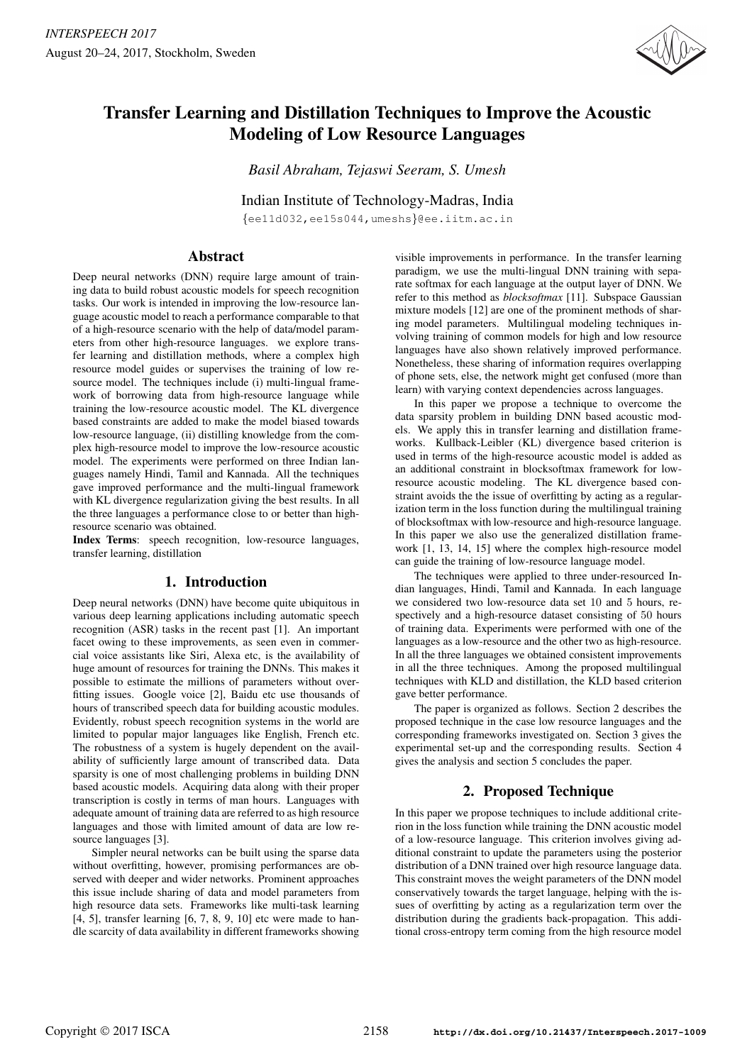# Transfer Learning and Distillation Techniques to Improve the Acoustic Modeling of Low Resource Languages

*Basil Abraham, Tejaswi Seeram, S. Umesh*

Indian Institute of Technology-Madras, India

{ee11d032,ee15s044,umeshs}@ee.iitm.ac.in

## Abstract

Deep neural networks (DNN) require large amount of training data to build robust acoustic models for speech recognition tasks. Our work is intended in improving the low-resource language acoustic model to reach a performance comparable to that of a high-resource scenario with the help of data/model parameters from other high-resource languages. we explore transfer learning and distillation methods, where a complex high resource model guides or supervises the training of low resource model. The techniques include (i) multi-lingual framework of borrowing data from high-resource language while training the low-resource acoustic model. The KL divergence based constraints are added to make the model biased towards low-resource language, (ii) distilling knowledge from the complex high-resource model to improve the low-resource acoustic model. The experiments were performed on three Indian languages namely Hindi, Tamil and Kannada. All the techniques gave improved performance and the multi-lingual framework with KL divergence regularization giving the best results. In all the three languages a performance close to or better than high-resource scenario was obtained.

**Index Terms**: speech recognition, low-resource languages, transfer learning, distillation

## 1. Introduction

Deep neural networks (DNN) have become quite ubiquitous in various deep learning applications including automatic speech recognition (ASR) tasks in the recent past [1]. An important facet owing to these improvements, as seen even in commercial voice assistants like Siri, Alexa etc, is the availability of huge amount of resources for training the DNNs. This makes it possible to estimate the millions of parameters without overfitting issues. Google voice [2], Baidu etc use thousands of hours of transcribed speech data for building acoustic modules. Evidently, robust speech recognition systems in the world are limited to popular major languages like English, French etc. The robustness of a system is hugely dependent on the availability of sufficiently large amount of transcribed data. Data sparsity is one of most challenging problems in building DNN based acoustic models. Acquiring data along with their proper transcription is costly in terms of man hours. Languages with adequate amount of training data are referred to as high resource languages and those with limited amount of data are low resource languages [3].

Simpler neural networks can be built using the sparse data without overfitting, however, promising performances are observed with deeper and wider networks. Prominent approaches this issue include sharing of data and model parameters from high resource data sets. Frameworks like multi-task learning [4, 5], transfer learning [6, 7, 8, 9, 10] etc were made to handle scarcity of data availability in different frameworks showing visible improvements in performance. In the transfer learning paradigm, we use the multi-lingual DNN training with separate softmax for each language at the output layer of DNN. We refer to this method as *blocksoftmax* [11]. Subspace Gaussian mixture models [12] are one of the prominent methods of sharing model parameters. Multilingual modeling techniques involving training of common models for high and low resource languages have also shown relatively improved performance. Nonetheless, these sharing of information requires overlapping of phone sets, else, the network might get confused (more than learn) with varying context dependencies across languages.

In this paper we propose a technique to overcome the data sparsity problem in building DNN based acoustic models. We apply this in transfer learning and distillation frameworks. Kullback-Leibler (KL) divergence based criterion is used in terms of the high-resource acoustic model is added as an additional constraint in blocksoftmax framework for low-resource acoustic modeling. The KL divergence based constraint avoids the the issue of overfitting by acting as a regularization term in the loss function during the multilingual training of blocksoftmax with low-resource and high-resource language. In this paper we also use the generalized distillation framework [1, 13, 14, 15] where the complex high-resource model can guide the training of low-resource language model.

The techniques were applied to three under-resourced Indian languages, Hindi, Tamil and Kannada. In each language we considered two low-resource data set 10 and 5 hours, respectively and a high-resource dataset consisting of 50 hours of training data. Experiments were performed with one of the languages as a low-resource and the other two as high-resource. In all the three languages we obtained consistent improvements in all the three techniques. Among the proposed multilingual techniques with KLD and distillation, the KLD based criterion gave better performance.

The paper is organized as follows. Section 2 describes the proposed technique in the case low resource languages and the corresponding frameworks investigated on. Section 3 gives the experimental set-up and the corresponding results. Section 4 gives the analysis and section 5 concludes the paper.

## 2. Proposed Technique

In this paper we propose techniques to include additional criterion in the loss function while training the DNN acoustic model of a low-resource language. This criterion involves giving additional constraint to update the parameters using the posterior distribution of a DNN trained over high resource language data. This constraint moves the weight parameters of the DNN model conservatively towards the target language, helping with the issues of overfitting by acting as a regularization term over the distribution during the gradients back-propagation. This additional cross-entropy term coming from the high resource model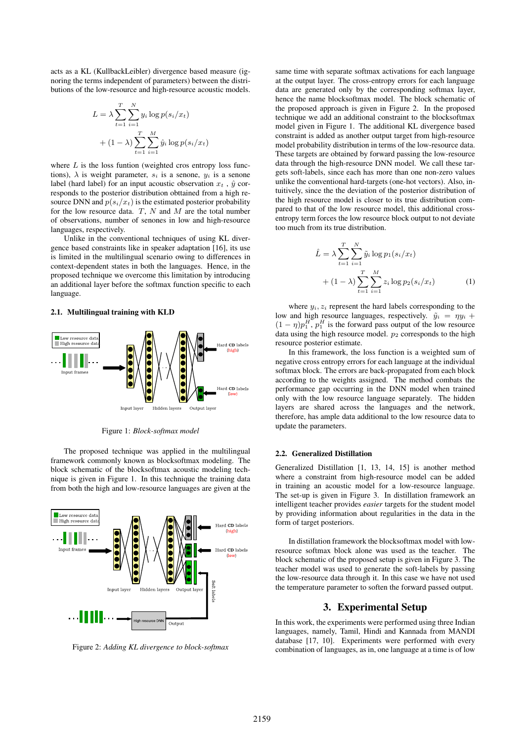acts as a KL (KullbackLeibler) divergence based measure (ignoring the terms independent of parameters) between the distributions of the low-resource and high-resource acoustic models.

$$L = \lambda \sum_{t=1}^{T} \sum_{i=1}^{N} y_i \log p(s_i/x_t) + (1-\lambda) \sum_{t=1}^{T} \sum_{i=1}^{M} \hat{y}_i \log p(s_i/x_t)$$

where $L$ is the loss funtion (weighted cros entropy loss functions), $\lambda$ is weight parameter, $s_i$ is a senone, $y_i$ is a senone label (hard label) for an input acoustic observation $x_t$ , $\hat{y}$ corresponds to the posterior distribution obttained from a high resource DNN and $p(s_i/x_t)$ is the estimated posterior probability for the low resource data. $T$, $N$ and $M$ are the total number of observations, number of senones in low and high-resource languages, respectively.

Unlike in the conventional techniques of using KL divergence based constraints like in speaker adaptation [16], its use is limited in the multilingual scenario owing to differences in context-dependent states in both the languages. Hence, in the proposed technique we overcome this limitation by introducing an additional layer before the softmax function specific to each language.

### 2.1. Multilingual training with KLD

Figure 1: *Block-softmax model*

The proposed technique was applied in the multilingual framework commonly known as blocksoftmax modeling. The block schematic of the blocksoftmax acoustic modeling technique is given in Figure 1. In this technique the training data from both the high and low-resource languages are given at the same time with separate softmax activations for each language at the output layer. The cross-entropy errors for each language data are generated only by the corresponding softmax layer, hence the name blocksoftmax model. The block schematic of the proposed approach is given in Figure 2. In the proposed technique we add an additional constraint to the blocksoftmax model given in Figure 1. The additional KL divergence based constraint is added as another output target from high-resource model probability distribution in terms of the low-resource data. These targets are obtained by forward passing the low-resource data through the high-resource DNN model. We call these targets soft-labels, since each has more than one non-zero values unlike the conventional hard-targets (one-hot vectors). Also, intuitively, since the the deviation of the posterior distribution of the high resource model is closer to its true distribution compared to that of the low resource model, this additional cross-entropy term forces the low resource block output to not deviate too much from its true distribution.

Figure 2: *Adding KL divergence to block-softmax*

$$\hat{L} = \lambda \sum_{t=1}^{T} \sum_{i=1}^{N} \tilde{y}_i \log p_1(s_i/x_t) + (1-\lambda) \sum_{t=1}^{T} \sum_{i=1}^{M} z_i \log p_2(s_i/x_t) \quad (1)$$

where $y_i, z_i$ represent the hard labels corresponding to the low and high resource languages, respectively. $\tilde{y}_i = \eta y_i + (1-\eta)p_1^H$, $p_1^H$ is the forward pass output of the low resource data using the high resource model. $p_2$ corresponds to the high resource posterior estimate.

In this framework, the loss function is a weighted sum of negative cross entropy errors for each language at the individual softmax block. The errors are back-propagated from each block according to the weights assigned. The method combats the performance gap occurring in the DNN model when trained only with the low resource language separately. The hidden layers are shared across the languages and the network, therefore, has ample data additional to the low resource data to update the parameters.

### 2.2. Generalized Distillation

Generalized Distillation [1, 13, 14, 15] is another method where a constraint from high-resource model can be added in training an acoustic model for a low-resource language. The set-up is given in Figure 3. In distillation framework an intelligent teacher provides *easier* targets for the student model by providing information about regularities in the data in the form of target posteriors.

In distillation framework the blocksoftmax model with low-resource softmax block alone was used as the teacher. The block schematic of the proposed setup is given in Figure 3. The teacher model was used to generate the soft-labels by passing the low-resource data through it. In this case we have not used the temperature parameter to soften the forward passed output.

## 3. Experimental Setup

In this work, the experiments were performed using three Indian languages, namely, Tamil, Hindi and Kannada from MANDI database [17, 10]. Experiments were performed with every combination of languages, as in, one language at a time is of low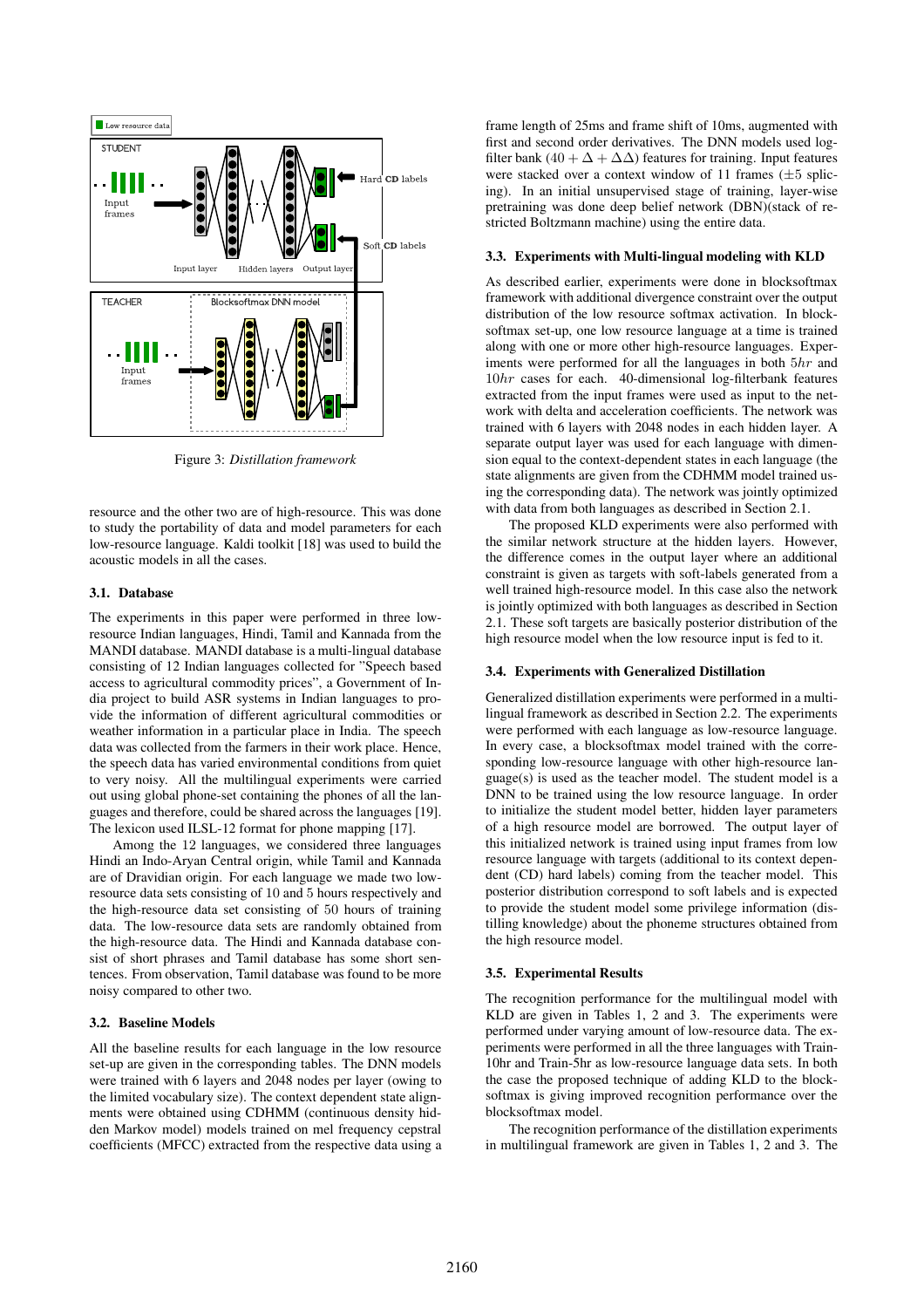Figure 3: *Distillation framework*

resource and the other two are of high-resource. This was done to study the portability of data and model parameters for each low-resource language. Kaldi toolkit [18] was used to build the acoustic models in all the cases.

### 3.1. Database

The experiments in this paper were performed in three low-resource Indian languages, Hindi, Tamil and Kannada from the MANDI database. MANDI database is a multi-lingual database consisting of 12 Indian languages collected for "Speech based access to agricultural commodity prices", a Government of India project to build ASR systems in Indian languages to provide the information of different agricultural commodities or weather information in a particular place in India. The speech data was collected from the farmers in their work place. Hence, the speech data has varied environmental conditions from quiet to very noisy. All the multilingual experiments were carried out using global phone-set containing the phones of all the languages and therefore, could be shared across the languages [19]. The lexicon used ILSL-12 format for phone mapping [17].

Among the 12 languages, we considered three languages Hindi an Indo-Aryan Central origin, while Tamil and Kannada are of Dravidian origin. For each language we made two low-resource data sets consisting of 10 and 5 hours respectively and the high-resource data set consisting of 50 hours of training data. The low-resource data sets are randomly obtained from the high-resource data. The Hindi and Kannada database consist of short phrases and Tamil database has some short sentences. From observation, Tamil database was found to be more noisy compared to other two.

### 3.2. Baseline Models

All the baseline results for each language in the low resource set-up are given in the corresponding tables. The DNN models were trained with 6 layers and 2048 nodes per layer (owing to the limited vocabulary size). The context dependent state alignments were obtained using CDHMM (continuous density hidden Markov model) models trained on mel frequency cepstral coefficients (MFCC) extracted from the respective data using a frame length of 25ms and frame shift of 10ms, augmented with first and second order derivatives. The DNN models used log-filter bank ($40 + \Delta + \Delta\Delta$) features for training. Input features were stacked over a context window of 11 frames ($\pm 5$ splicing). In an initial unsupervised stage of training, layer-wise pretraining was done deep belief network (DBN)(stack of restricted Boltzmann machine) using the entire data.

### 3.3. Experiments with Multi-lingual modeling with KLD

As described earlier, experiments were done in blocksoftmax framework with additional divergence constraint over the output distribution of the low resource softmax activation. In blocksoftmax set-up, one low resource language at a time is trained along with one or more other high-resource languages. Experiments were performed for all the languages in both $5hr$ and $10hr$ cases for each. 40-dimensional log-filterbank features extracted from the input frames were used as input to the network with delta and acceleration coefficients. The network was trained with 6 layers with 2048 nodes in each hidden layer. A separate output layer was used for each language with dimension equal to the context-dependent states in each language (the state alignments are given from the CDHMM model trained using the corresponding data). The network was jointly optimized with data from both languages as described in Section 2.1.

The proposed KLD experiments were also performed with the similar network structure at the hidden layers. However, the difference comes in the output layer where an additional constraint is given as targets with soft-labels generated from a well trained high-resource model. In this case also the network is jointly optimized with both languages as described in Section 2.1. These soft targets are basically posterior distribution of the high resource model when the low resource input is fed to it.

### 3.4. Experiments with Generalized Distillation

Generalized distillation experiments were performed in a multilingual framework as described in Section 2.2. The experiments were performed with each language as low-resource language. In every case, a blocksoftmax model trained with the corresponding low-resource language with other high-resource language(s) is used as the teacher model. The student model is a DNN to be trained using the low resource language. In order to initialize the student model better, hidden layer parameters of a high resource model are borrowed. The output layer of this initialized network is trained using input frames from low resource language with targets (additional to its context dependent (CD) hard labels) coming from the teacher model. This posterior distribution correspond to soft labels and is expected to provide the student model some privilege information (distilling knowledge) about the phoneme structures obtained from the high resource model.

### 3.5. Experimental Results

The recognition performance for the multilingual model with KLD are given in Tables 1, 2 and 3. The experiments were performed under varying amount of low-resource data. The experiments were performed in all the three languages with Train-10hr and Train-5hr as low-resource language data sets. In both the case the proposed technique of adding KLD to the blocksoftmax is giving improved recognition performance over the blocksoftmax model.

The recognition performance of the distillation experiments in multilingual framework are given in Tables 1, 2 and 3. The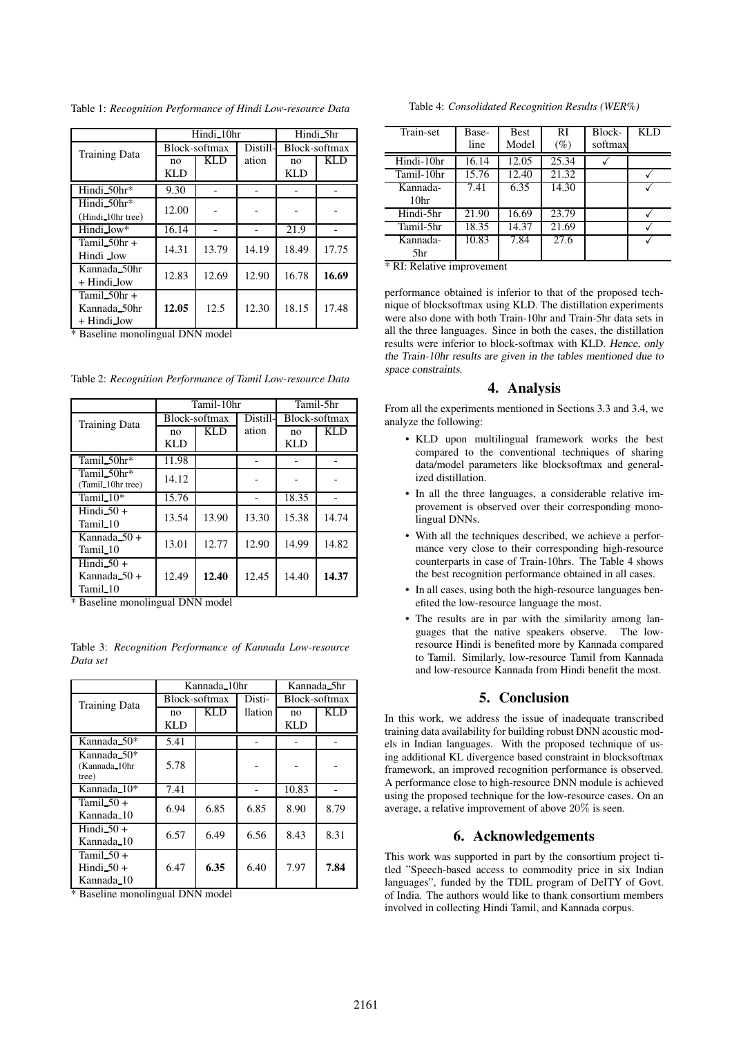Table 1: *Recognition Performance of Hindi Low-resource Data*

| Training Data | Hindi_10hr | | | Hindi_5hr | |
|---|---|---|---|---|---|
| | Block-softmax | | Distillation | Block-softmax | |
| | no KLD | KLD | | no KLD | KLD |
| Hindi_50hr* | 9.30 | - | - | - | - |
| Hindi_50hr* (Hindi_10hr tree) | 12.00 | - | - | - | - |
| Hindi_low* | 16.14 | - | - | 21.9 | - |
| Tamil_50hr + Hindi _low | 14.31 | 13.79 | 14.19 | 18.49 | 17.75 |
| Kannada_50hr + Hindi_low | 12.83 | 12.69 | 12.90 | 16.78 | **16.69** |
| Tamil_50hr + Kannada_50hr + Hindi_low | **12.05** | 12.5 | 12.30 | 18.15 | 17.48 |

\* Baseline monolingual DNN model

Table 2: *Recognition Performance of Tamil Low-resource Data*

| Training Data | Tamil-10hr | | | Tamil-5hr | |
|---|---|---|---|---|---|
| | Block-softmax | | Distillation | Block-softmax | |
| | no KLD | KLD | | no KLD | KLD |
| Tamil_50hr* | 11.98 | | - | - | - |
| Tamil_50hr* (Tamil_10hr tree) | 14.12 | | - | - | - |
| Tamil_10* | 15.76 | | - | 18.35 | - |
| Hindi_50 + Tamil_10 | 13.54 | 13.90 | 13.30 | 15.38 | 14.74 |
| Kannada_50 + Tamil_10 | 13.01 | 12.77 | 12.90 | 14.99 | 14.82 |
| Hindi_50 + Kannada_50 + Tamil_10 | 12.49 | **12.40** | 12.45 | 14.40 | **14.37** |

\* Baseline monolingual DNN model

Table 3: *Recognition Performance of Kannada Low-resource Data set*

| Training Data | Kannada_10hr | | | Kannada_5hr | |
|---|---|---|---|---|---|
| | Block-softmax | | Distillation | Block-softmax | |
| | no KLD | KLD | | no KLD | KLD |
| Kannada_50* | 5.41 | | - | - | - |
| Kannada_50* (Kannada_10hr tree) | 5.78 | | - | - | - |
| Kannada_10* | 7.41 | | - | 10.83 | - |
| Tamil_50 + Kannada_10 | 6.94 | 6.85 | 6.85 | 8.90 | 8.79 |
| Hindi_50 + Kannada_10 | 6.57 | 6.49 | 6.56 | 8.43 | 8.31 |
| Tamil_50 + Hindi_50 + Kannada_10 | 6.47 | **6.35** | 6.40 | 7.97 | **7.84** |

\* Baseline monolingual DNN model

Table 4: *Consolidated Recognition Results (WER%)*

| Train-set | Baseline | Best Model | RI (%) | Block-softmax | KLD |
|---|---|---|---|---|---|
| Hindi-10hr | 16.14 | 12.05 | 25.34 | ✓ | |
| Tamil-10hr | 15.76 | 12.40 | 21.32 | | ✓ |
| Kannada-10hr | 7.41 | 6.35 | 14.30 | | ✓ |
| Hindi-5hr | 21.90 | 16.69 | 23.79 | | ✓ |
| Tamil-5hr | 18.35 | 14.37 | 21.69 | | ✓ |
| Kannada-5hr | 10.83 | 7.84 | 27.6 | | ✓ |

\* RI: Relative improvement

performance obtained is inferior to that of the proposed technique of blocksoftmax using KLD. The distillation experiments were also done with both Train-10hr and Train-5hr data sets in all the three languages. Since in both the cases, the distillation results were inferior to block-softmax with KLD. *Hence, only the Train-10hr results are given in the tables mentioned due to space constraints.*

## 4. Analysis

From all the experiments mentioned in Sections 3.3 and 3.4, we analyze the following:

- KLD upon multilingual framework works the best compared to the conventional techniques of sharing data/model parameters like blocksoftmax and generalized distillation.
- In all the three languages, a considerable relative improvement is observed over their corresponding monolingual DNNs.
- With all the techniques described, we achieve a performance very close to their corresponding high-resource counterparts in case of Train-10hrs. The Table 4 shows the best recognition performance obtained in all cases.
- In all cases, using both the high-resource languages benefited the low-resource language the most.
- The results are in par with the similarity among languages that the native speakers observe. The low-resource Hindi is benefited more by Kannada compared to Tamil. Similarly, low-resource Tamil from Kannada and low-resource Kannada from Hindi benefit the most.

## 5. Conclusion

In this work, we address the issue of inadequate transcribed training data availability for building robust DNN acoustic models in Indian languages. With the proposed technique of using additional KL divergence based constraint in blocksoftmax framework, an improved recognition performance is observed. A performance close to high-resource DNN module is achieved using the proposed technique for the low-resource cases. On an average, a relative improvement of above 20% is seen.

## 6. Acknowledgements

This work was supported in part by the consortium project titled "Speech-based access to commodity price in six Indian languages", funded by the TDIL program of DeITY of Govt. of India. The authors would like to thank consortium members involved in collecting Hindi Tamil, and Kannada corpus.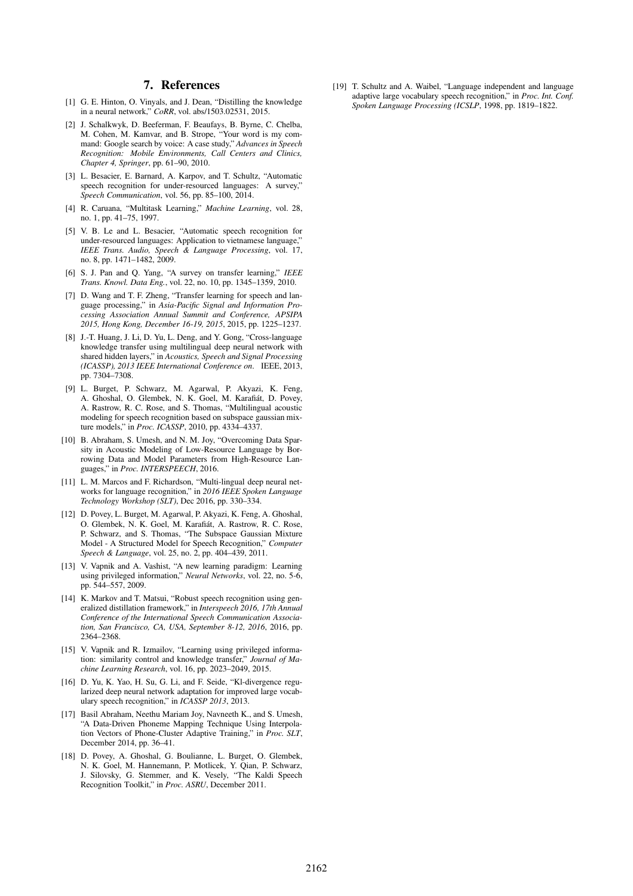## 7. References

[1] G. E. Hinton, O. Vinyals, and J. Dean, "Distilling the knowledge in a neural network," *CoRR*, vol. abs/1503.02531, 2015.

[2] J. Schalkwyk, D. Beeferman, F. Beaufays, B. Byrne, C. Chelba, M. Cohen, M. Kamvar, and B. Strope, "Your word is my command: Google search by voice: A case study," *Advances in Speech Recognition: Mobile Environments, Call Centers and Clinics, Chapter 4, Springer*, pp. 61–90, 2010.

[3] L. Besacier, E. Barnard, A. Karpov, and T. Schultz, "Automatic speech recognition for under-resourced languages: A survey," *Speech Communication*, vol. 56, pp. 85–100, 2014.

[4] R. Caruana, "Multitask Learning," *Machine Learning*, vol. 28, no. 1, pp. 41–75, 1997.

[5] V. B. Le and L. Besacier, "Automatic speech recognition for under-resourced languages: Application to vietnamese language," *IEEE Trans. Audio, Speech & Language Processing*, vol. 17, no. 8, pp. 1471–1482, 2009.

[6] S. J. Pan and Q. Yang, "A survey on transfer learning," *IEEE Trans. Knowl. Data Eng.*, vol. 22, no. 10, pp. 1345–1359, 2010.

[7] D. Wang and T. F. Zheng, "Transfer learning for speech and language processing," in *Asia-Pacific Signal and Information Processing Association Annual Summit and Conference, APSIPA 2015, Hong Kong, December 16-19, 2015*, 2015, pp. 1225–1237.

[8] J.-T. Huang, J. Li, D. Yu, L. Deng, and Y. Gong, "Cross-language knowledge transfer using multilingual deep neural network with shared hidden layers," in *Acoustics, Speech and Signal Processing (ICASSP), 2013 IEEE International Conference on*. IEEE, 2013, pp. 7304–7308.

[9] L. Burget, P. Schwarz, M. Agarwal, P. Akyazi, K. Feng, A. Ghoshal, O. Glembek, N. K. Goel, M. Karafiát, D. Povey, A. Rastrow, R. C. Rose, and S. Thomas, "Multilingual acoustic modeling for speech recognition based on subspace gaussian mixture models," in *Proc. ICASSP*, 2010, pp. 4334–4337.

[10] B. Abraham, S. Umesh, and N. M. Joy, "Overcoming Data Sparsity in Acoustic Modeling of Low-Resource Language by Borrowing Data and Model Parameters from High-Resource Languages," in *Proc. INTERSPEECH*, 2016.

[11] L. M. Marcos and F. Richardson, "Multi-lingual deep neural networks for language recognition," in *2016 IEEE Spoken Language Technology Workshop (SLT)*, Dec 2016, pp. 330–334.

[12] D. Povey, L. Burget, M. Agarwal, P. Akyazi, K. Feng, A. Ghoshal, O. Glembek, N. K. Goel, M. Karafiát, A. Rastrow, R. C. Rose, P. Schwarz, and S. Thomas, "The Subspace Gaussian Mixture Model - A Structured Model for Speech Recognition," *Computer Speech & Language*, vol. 25, no. 2, pp. 404–439, 2011.

[13] V. Vapnik and A. Vashist, "A new learning paradigm: Learning using privileged information," *Neural Networks*, vol. 22, no. 5-6, pp. 544–557, 2009.

[14] K. Markov and T. Matsui, "Robust speech recognition using generalized distillation framework," in *Interspeech 2016, 17th Annual Conference of the International Speech Communication Association, San Francisco, CA, USA, September 8-12, 2016*, 2016, pp. 2364–2368.

[15] V. Vapnik and R. Izmailov, "Learning using privileged information: similarity control and knowledge transfer," *Journal of Machine Learning Research*, vol. 16, pp. 2023–2049, 2015.

[16] D. Yu, K. Yao, H. Su, G. Li, and F. Seide, "Kl-divergence regularized deep neural network adaptation for improved large vocabulary speech recognition," in *ICASSP 2013*, 2013.

[17] Basil Abraham, Neethu Mariam Joy, Navneeth K., and S. Umesh, "A Data-Driven Phoneme Mapping Technique Using Interpolation Vectors of Phone-Cluster Adaptive Training," in *Proc. SLT*, December 2014, pp. 36–41.

[18] D. Povey, A. Ghoshal, G. Boulianne, L. Burget, O. Glembek, N. K. Goel, M. Hannemann, P. Motlicek, Y. Qian, P. Schwarz, J. Silovsky, G. Stemmer, and K. Vesely, "The Kaldi Speech Recognition Toolkit," in *Proc. ASRU*, December 2011.

[19] T. Schultz and A. Waibel, "Language independent and language adaptive large vocabulary speech recognition," in *Proc. Int. Conf. Spoken Language Processing (ICSLP*, 1998, pp. 1819–1822.